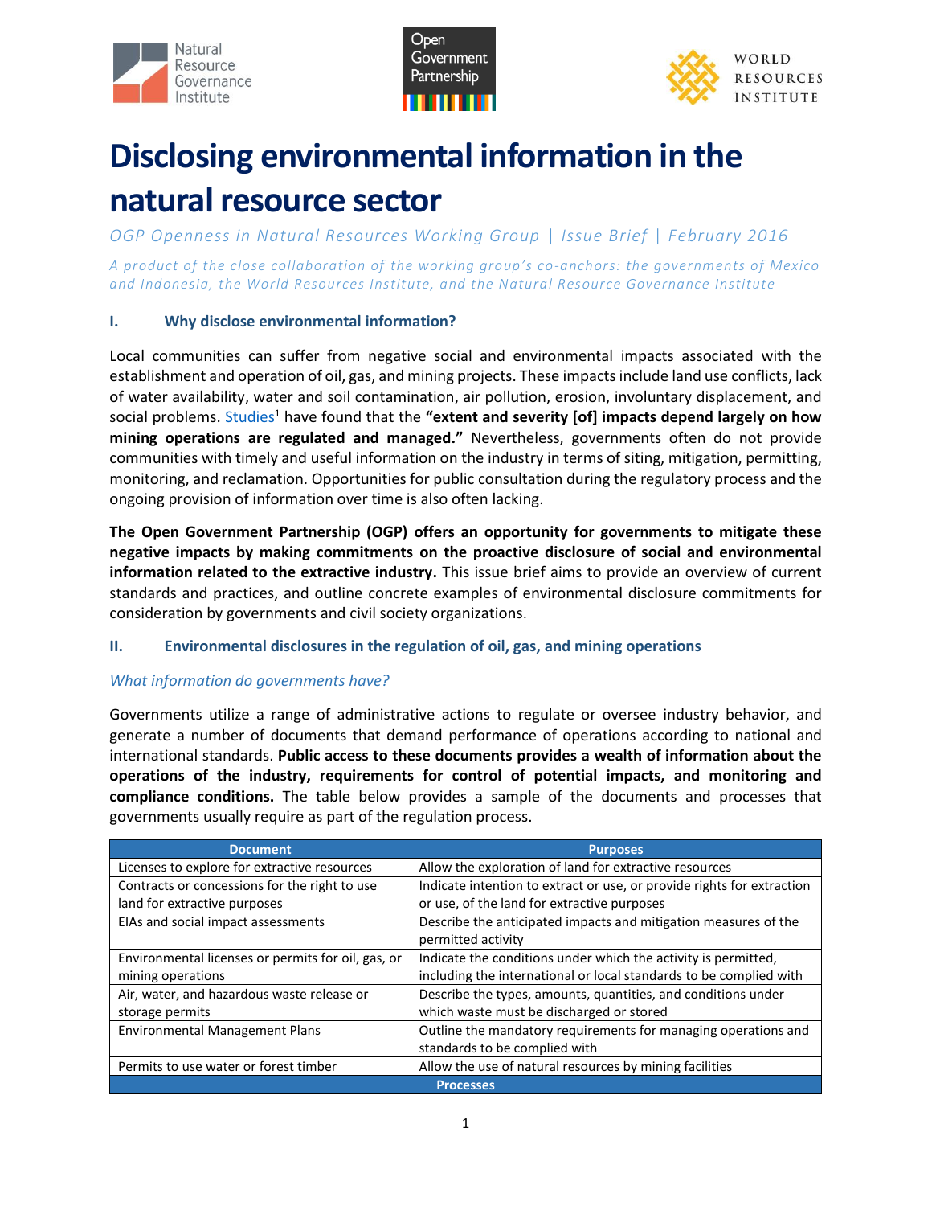# Disclosing environmental information in the natural resource sector

*OGP Openness in Natural Resources Working Group | Issue Brief | February 2016*

*A product of the close collaboration of the working group's co-anchors: the governments of Mexico and Indonesia, the World Resources Institute, and the Natural Resource Governance Institute*

## I. Why disclose environmental information?

Local communities can suffer from negative social and environmental impacts associated with the establishment and operation of oil, gas, and mining projects. These impacts include land use conflicts, lack of water availability, water and soil contamination, air pollution, erosion, involuntary displacement, and social problems. Studies[1] have found that the **"extent and severity [of] impacts depend largely on how mining operations are regulated and managed."** Nevertheless, governments often do not provide communities with timely and useful information on the industry in terms of siting, mitigation, permitting, monitoring, and reclamation. Opportunities for public consultation during the regulatory process and the ongoing provision of information over time is also often lacking.

**The Open Government Partnership (OGP) offers an opportunity for governments to mitigate these negative impacts by making commitments on the proactive disclosure of social and environmental information related to the extractive industry.** This issue brief aims to provide an overview of current standards and practices, and outline concrete examples of environmental disclosure commitments for consideration by governments and civil society organizations.

## II. Environmental disclosures in the regulation of oil, gas, and mining operations

### *What information do governments have?*

Governments utilize a range of administrative actions to regulate or oversee industry behavior, and generate a number of documents that demand performance of operations according to national and international standards. **Public access to these documents provides a wealth of information about the operations of the industry, requirements for control of potential impacts, and monitoring and compliance conditions.** The table below provides a sample of the documents and processes that governments usually require as part of the regulation process.

| Document | Purposes |
|---|---|
| Licenses to explore for extractive resources | Allow the exploration of land for extractive resources |
| Contracts or concessions for the right to use land for extractive purposes | Indicate intention to extract or use, or provide rights for extraction or use, of the land for extractive purposes |
| EIAs and social impact assessments | Describe the anticipated impacts and mitigation measures of the permitted activity |
| Environmental licenses or permits for oil, gas, or mining operations | Indicate the conditions under which the activity is permitted, including the international or local standards to be complied with |
| Air, water, and hazardous waste release or storage permits | Describe the types, amounts, quantities, and conditions under which waste must be discharged or stored |
| Environmental Management Plans | Outline the mandatory requirements for managing operations and standards to be complied with |
| Permits to use water or forest timber | Allow the use of natural resources by mining facilities |
| **Processes** | |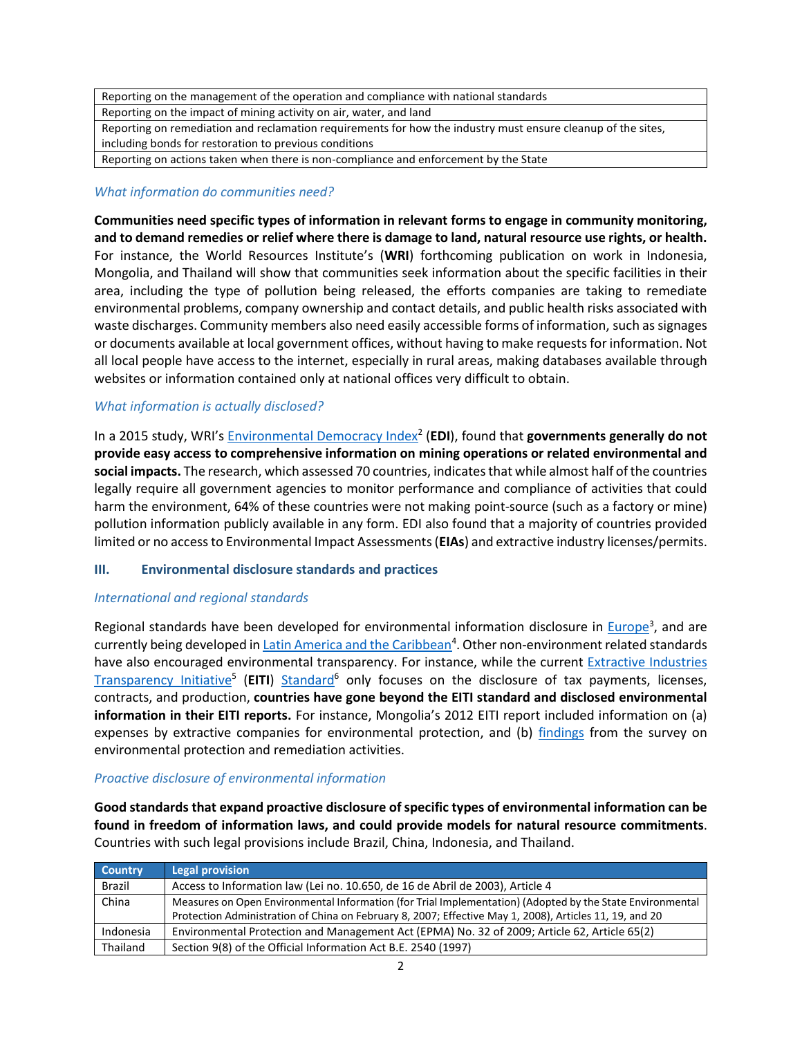| |
|---|
| Reporting on the management of the operation and compliance with national standards |
| Reporting on the impact of mining activity on air, water, and land |
| Reporting on remediation and reclamation requirements for how the industry must ensure cleanup of the sites, including bonds for restoration to previous conditions |
| Reporting on actions taken when there is non-compliance and enforcement by the State |

### *What information do communities need?*

**Communities need specific types of information in relevant forms to engage in community monitoring, and to demand remedies or relief where there is damage to land, natural resource use rights, or health.** For instance, the World Resources Institute's (**WRI**) forthcoming publication on work in Indonesia, Mongolia, and Thailand will show that communities seek information about the specific facilities in their area, including the type of pollution being released, the efforts companies are taking to remediate environmental problems, company ownership and contact details, and public health risks associated with waste discharges. Community members also need easily accessible forms of information, such as signages or documents available at local government offices, without having to make requests for information. Not all local people have access to the internet, especially in rural areas, making databases available through websites or information contained only at national offices very difficult to obtain.

### *What information is actually disclosed?*

In a 2015 study, WRI's Environmental Democracy Index[2] (**EDI**), found that **governments generally do not provide easy access to comprehensive information on mining operations or related environmental and social impacts.** The research, which assessed 70 countries, indicates that while almost half of the countries legally require all government agencies to monitor performance and compliance of activities that could harm the environment, 64% of these countries were not making point-source (such as a factory or mine) pollution information publicly available in any form. EDI also found that a majority of countries provided limited or no access to Environmental Impact Assessments (**EIAs**) and extractive industry licenses/permits.

## III. Environmental disclosure standards and practices

### *International and regional standards*

Regional standards have been developed for environmental information disclosure in Europe[3], and are currently being developed in Latin America and the Caribbean[4]. Other non-environment related standards have also encouraged environmental transparency. For instance, while the current Extractive Industries Transparency Initiative[5] (**EITI**) Standard[6] only focuses on the disclosure of tax payments, licenses, contracts, and production, **countries have gone beyond the EITI standard and disclosed environmental information in their EITI reports.** For instance, Mongolia's 2012 EITI report included information on (a) expenses by extractive companies for environmental protection, and (b) findings from the survey on environmental protection and remediation activities.

### *Proactive disclosure of environmental information*

**Good standards that expand proactive disclosure of specific types of environmental information can be found in freedom of information laws, and could provide models for natural resource commitments**. Countries with such legal provisions include Brazil, China, Indonesia, and Thailand.

| Country | Legal provision |
|---|---|
| Brazil | Access to Information law (Lei no. 10.650, de 16 de Abril de 2003), Article 4 |
| China | Measures on Open Environmental Information (for Trial Implementation) (Adopted by the State Environmental Protection Administration of China on February 8, 2007; Effective May 1, 2008), Articles 11, 19, and 20 |
| Indonesia | Environmental Protection and Management Act (EPMA) No. 32 of 2009; Article 62, Article 65(2) |
| Thailand | Section 9(8) of the Official Information Act B.E. 2540 (1997) |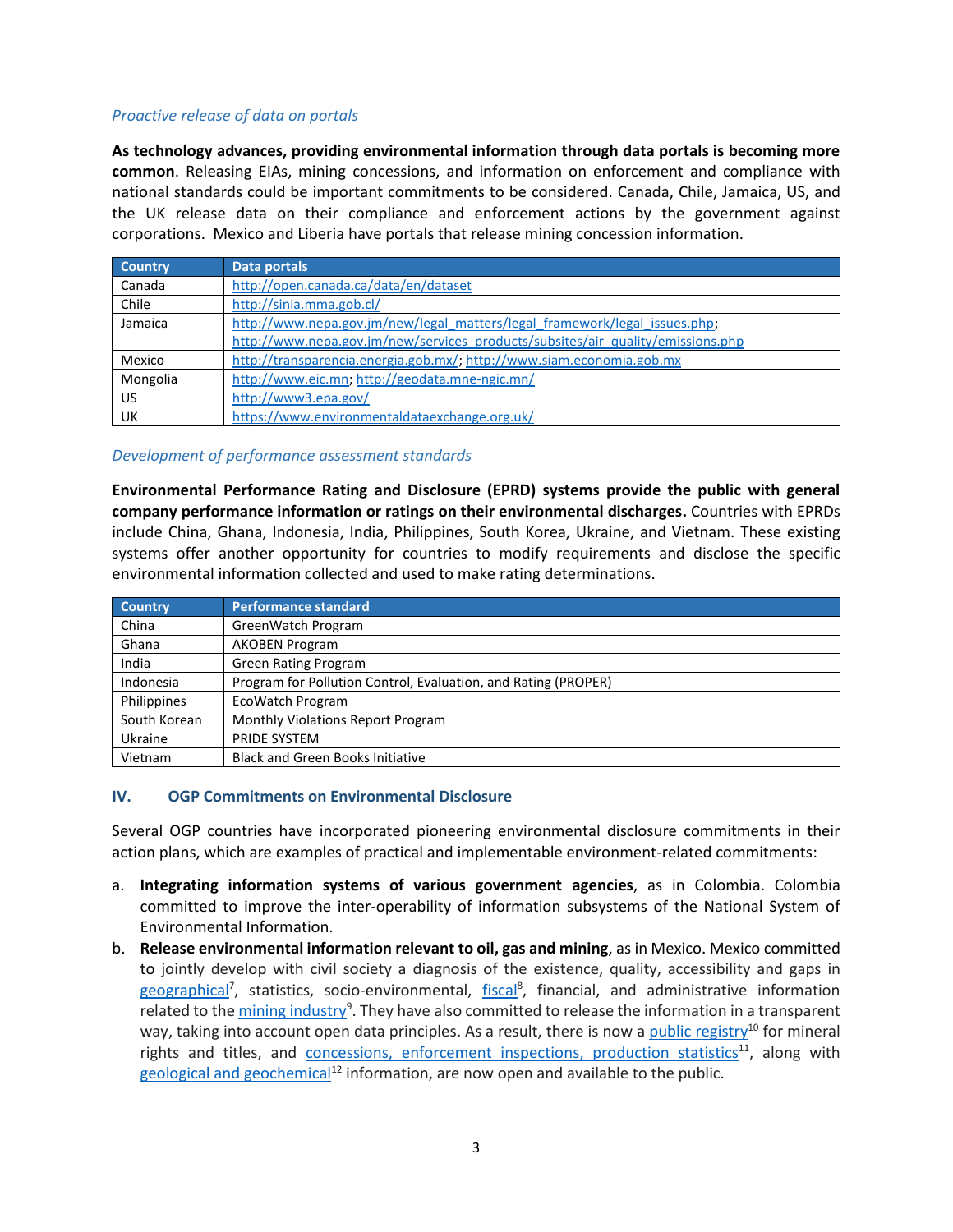*Proactive release of data on portals*

**As technology advances, providing environmental information through data portals is becoming more common**. Releasing EIAs, mining concessions, and information on enforcement and compliance with national standards could be important commitments to be considered. Canada, Chile, Jamaica, US, and the UK release data on their compliance and enforcement actions by the government against corporations. Mexico and Liberia have portals that release mining concession information.

| Country | Data portals |
|---|---|
| Canada | http://open.canada.ca/data/en/dataset |
| Chile | http://sinia.mma.gob.cl/ |
| Jamaica | http://www.nepa.gov.jm/new/legal_matters/legal_framework/legal_issues.php; http://www.nepa.gov.jm/new/services_products/subsites/air_quality/emissions.php |
| Mexico | http://transparencia.energia.gob.mx/; http://www.siam.economia.gob.mx |
| Mongolia | http://www.eic.mn; http://geodata.mne-ngic.mn/ |
| US | http://www3.epa.gov/ |
| UK | https://www.environmentaldataexchange.org.uk/ |

*Development of performance assessment standards*

**Environmental Performance Rating and Disclosure (EPRD) systems provide the public with general company performance information or ratings on their environmental discharges.** Countries with EPRDs include China, Ghana, Indonesia, India, Philippines, South Korea, Ukraine, and Vietnam. These existing systems offer another opportunity for countries to modify requirements and disclose the specific environmental information collected and used to make rating determinations.

| Country | Performance standard |
|---|---|
| China | GreenWatch Program |
| Ghana | AKOBEN Program |
| India | Green Rating Program |
| Indonesia | Program for Pollution Control, Evaluation, and Rating (PROPER) |
| Philippines | EcoWatch Program |
| South Korean | Monthly Violations Report Program |
| Ukraine | PRIDE SYSTEM |
| Vietnam | Black and Green Books Initiative |

## IV. OGP Commitments on Environmental Disclosure

Several OGP countries have incorporated pioneering environmental disclosure commitments in their action plans, which are examples of practical and implementable environment-related commitments:

a. **Integrating information systems of various government agencies**, as in Colombia. Colombia committed to improve the inter-operability of information subsystems of the National System of Environmental Information.

b. **Release environmental information relevant to oil, gas and mining**, as in Mexico. Mexico committed to jointly develop with civil society a diagnosis of the existence, quality, accessibility and gaps in geographical[7], statistics, socio-environmental, fiscal[8], financial, and administrative information related to the mining industry[9]. They have also committed to release the information in a transparent way, taking into account open data principles. As a result, there is now a public registry[10] for mineral rights and titles, and concessions, enforcement inspections, production statistics[11], along with geological and geochemical[12] information, are now open and available to the public.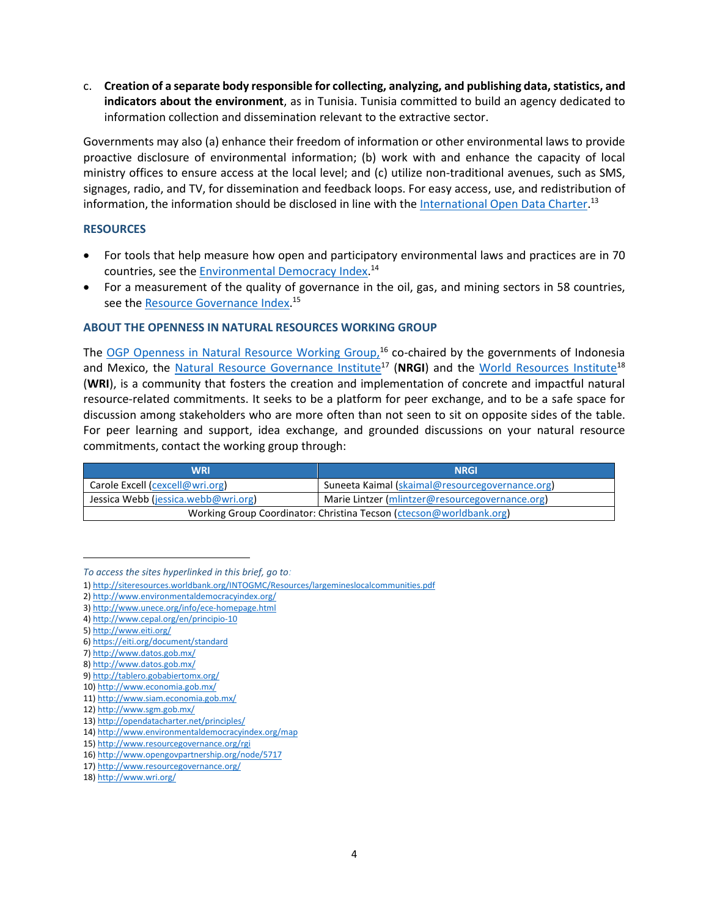c. **Creation of a separate body responsible for collecting, analyzing, and publishing data, statistics, and indicators about the environment**, as in Tunisia. Tunisia committed to build an agency dedicated to information collection and dissemination relevant to the extractive sector.

Governments may also (a) enhance their freedom of information or other environmental laws to provide proactive disclosure of environmental information; (b) work with and enhance the capacity of local ministry offices to ensure access at the local level; and (c) utilize non-traditional avenues, such as SMS, signages, radio, and TV, for dissemination and feedback loops. For easy access, use, and redistribution of information, the information should be disclosed in line with the International Open Data Charter.[13]

### RESOURCES

- For tools that help measure how open and participatory environmental laws and practices are in 70 countries, see the Environmental Democracy Index.[14]
- For a measurement of the quality of governance in the oil, gas, and mining sectors in 58 countries, see the Resource Governance Index.[15]

### ABOUT THE OPENNESS IN NATURAL RESOURCES WORKING GROUP

The OGP Openness in Natural Resource Working Group,[16] co-chaired by the governments of Indonesia and Mexico, the Natural Resource Governance Institute[17] (**NRGI**) and the World Resources Institute[18] (**WRI**), is a community that fosters the creation and implementation of concrete and impactful natural resource-related commitments. It seeks to be a platform for peer exchange, and to be a safe space for discussion among stakeholders who are more often than not seen to sit on opposite sides of the table. For peer learning and support, idea exchange, and grounded discussions on your natural resource commitments, contact the working group through:

| WRI | NRGI |
|---|---|
| Carole Excell (cexcell@wri.org) | Suneeta Kaimal (skaimal@resourcegovernance.org) |
| Jessica Webb (jessica.webb@wri.org) | Marie Lintzer (mlintzer@resourcegovernance.org) |
| Working Group Coordinator: Christina Tecson (ctecson@worldbank.org) | |

---

*To access the sites hyperlinked in this brief, go to:*

1) http://siteresources.worldbank.org/INTOGMC/Resources/largemineslocalcommunities.pdf
2) http://www.environmentaldemocracyindex.org/
3) http://www.unece.org/info/ece-homepage.html
4) http://www.cepal.org/en/principio-10
5) http://www.eiti.org/
6) https://eiti.org/document/standard
7) http://www.datos.gob.mx/
8) http://www.datos.gob.mx/
9) http://tablero.gobabiertomx.org/
10) http://www.economia.gob.mx/
11) http://www.siam.economia.gob.mx/
12) http://www.sgm.gob.mx/
13) http://opendatacharter.net/principles/
14) http://www.environmentaldemocracyindex.org/map
15) http://www.resourcegovernance.org/rgi
16) http://www.opengovpartnership.org/node/5717
17) http://www.resourcegovernance.org/
18) http://www.wri.org/